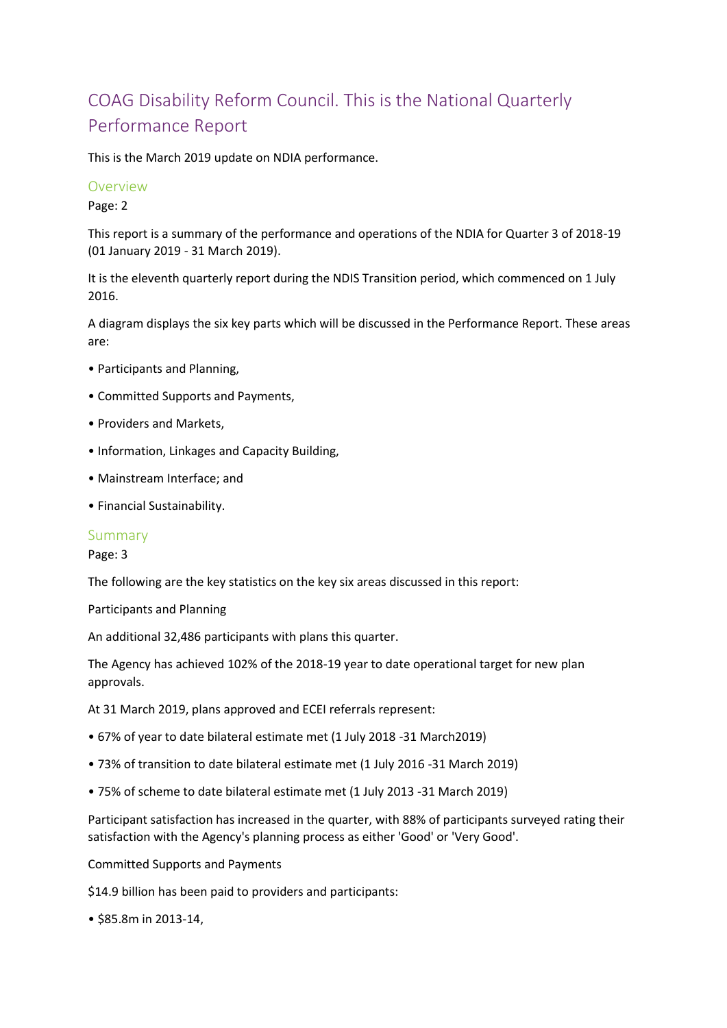# COAG Disability Reform Council. This is the National Quarterly Performance Report

This is the March 2019 update on NDIA performance.

## Overview

Page: 2

This report is a summary of the performance and operations of the NDIA for Quarter 3 of 2018-19 (01 January 2019 - 31 March 2019).

It is the eleventh quarterly report during the NDIS Transition period, which commenced on 1 July 2016.

A diagram displays the six key parts which will be discussed in the Performance Report. These areas are:

• Participants and Planning,

• Committed Supports and Payments,

• Providers and Markets,

• Information, Linkages and Capacity Building,

• Mainstream Interface; and

• Financial Sustainability.

## Summary

Page: 3

The following are the key statistics on the key six areas discussed in this report:

Participants and Planning

An additional 32,486 participants with plans this quarter.

The Agency has achieved 102% of the 2018-19 year to date operational target for new plan approvals.

At 31 March 2019, plans approved and ECEI referrals represent:

• 67% of year to date bilateral estimate met (1 July 2018 -31 March2019)

• 73% of transition to date bilateral estimate met (1 July 2016 -31 March 2019)

• 75% of scheme to date bilateral estimate met (1 July 2013 -31 March 2019)

Participant satisfaction has increased in the quarter, with 88% of participants surveyed rating their satisfaction with the Agency's planning process as either 'Good' or 'Very Good'.

Committed Supports and Payments

$14.9 billion has been paid to providers and participants:

• $85.8m in 2013-14,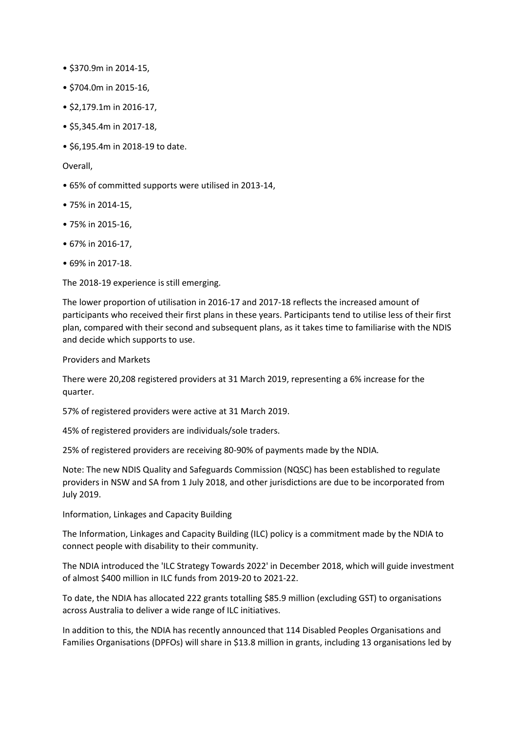- $370.9m in 2014-15,
- $704.0m in 2015-16,
- $2,179.1m in 2016-17,
- $5,345.4m in 2017-18,
- $6,195.4m in 2018-19 to date.

Overall,

- 65% of committed supports were utilised in 2013-14,
- 75% in 2014-15,
- 75% in 2015-16,
- 67% in 2016-17,
- 69% in 2017-18.

The 2018-19 experience is still emerging.

The lower proportion of utilisation in 2016-17 and 2017-18 reflects the increased amount of participants who received their first plans in these years. Participants tend to utilise less of their first plan, compared with their second and subsequent plans, as it takes time to familiarise with the NDIS and decide which supports to use.

Providers and Markets

There were 20,208 registered providers at 31 March 2019, representing a 6% increase for the quarter.

57% of registered providers were active at 31 March 2019.

45% of registered providers are individuals/sole traders.

25% of registered providers are receiving 80-90% of payments made by the NDIA.

Note: The new NDIS Quality and Safeguards Commission (NQSC) has been established to regulate providers in NSW and SA from 1 July 2018, and other jurisdictions are due to be incorporated from July 2019.

Information, Linkages and Capacity Building

The Information, Linkages and Capacity Building (ILC) policy is a commitment made by the NDIA to connect people with disability to their community.

The NDIA introduced the 'ILC Strategy Towards 2022' in December 2018, which will guide investment of almost $400 million in ILC funds from 2019-20 to 2021-22.

To date, the NDIA has allocated 222 grants totalling $85.9 million (excluding GST) to organisations across Australia to deliver a wide range of ILC initiatives.

In addition to this, the NDIA has recently announced that 114 Disabled Peoples Organisations and Families Organisations (DPFOs) will share in $13.8 million in grants, including 13 organisations led by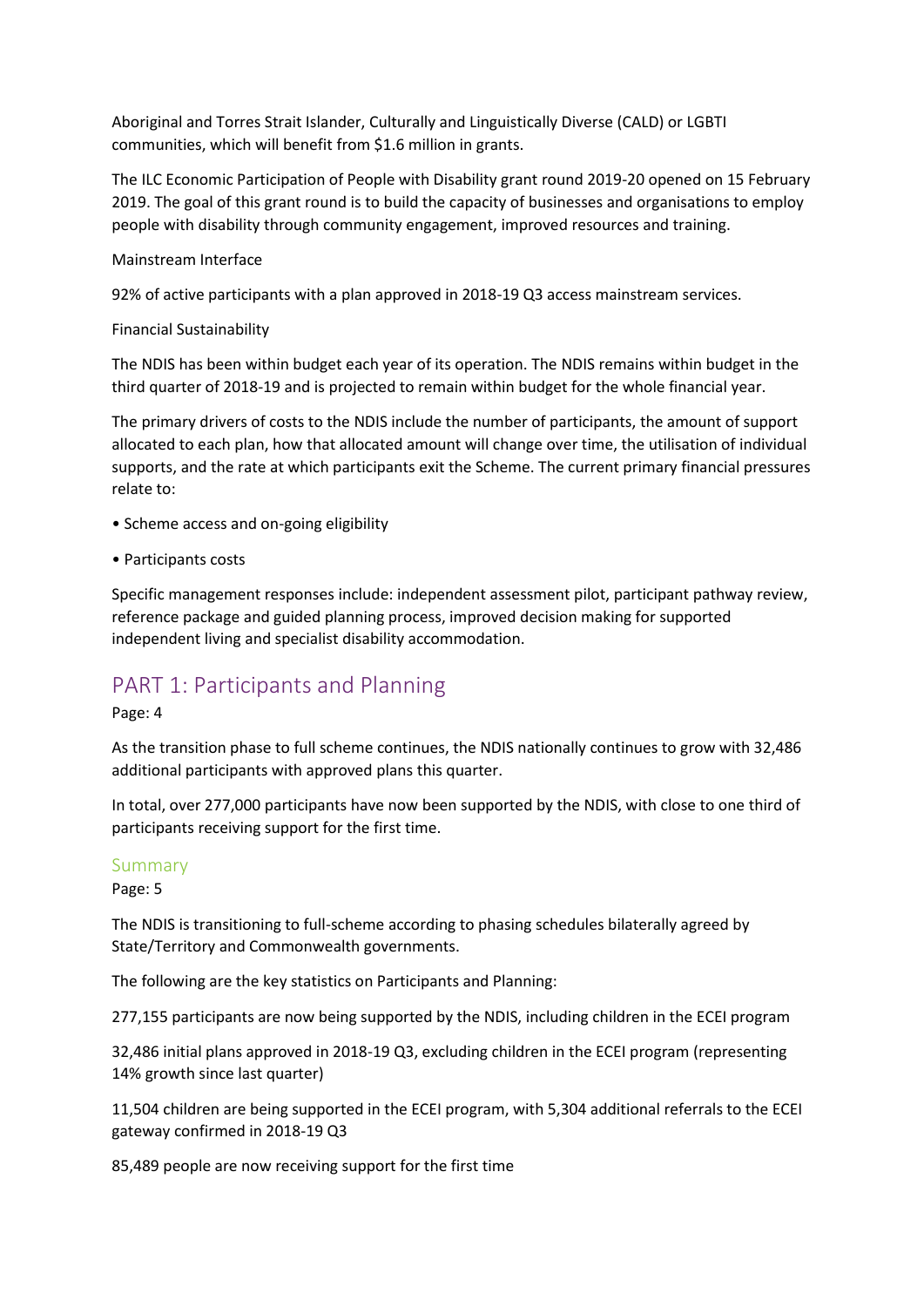Aboriginal and Torres Strait Islander, Culturally and Linguistically Diverse (CALD) or LGBTI communities, which will benefit from $1.6 million in grants.

The ILC Economic Participation of People with Disability grant round 2019-20 opened on 15 February 2019. The goal of this grant round is to build the capacity of businesses and organisations to employ people with disability through community engagement, improved resources and training.

Mainstream Interface

92% of active participants with a plan approved in 2018-19 Q3 access mainstream services.

Financial Sustainability

The NDIS has been within budget each year of its operation. The NDIS remains within budget in the third quarter of 2018-19 and is projected to remain within budget for the whole financial year.

The primary drivers of costs to the NDIS include the number of participants, the amount of support allocated to each plan, how that allocated amount will change over time, the utilisation of individual supports, and the rate at which participants exit the Scheme. The current primary financial pressures relate to:

- Scheme access and on-going eligibility
- Participants costs

Specific management responses include: independent assessment pilot, participant pathway review, reference package and guided planning process, improved decision making for supported independent living and specialist disability accommodation.

## PART 1: Participants and Planning

Page: 4

As the transition phase to full scheme continues, the NDIS nationally continues to grow with 32,486 additional participants with approved plans this quarter.

In total, over 277,000 participants have now been supported by the NDIS, with close to one third of participants receiving support for the first time.

### Summary

Page: 5

The NDIS is transitioning to full-scheme according to phasing schedules bilaterally agreed by State/Territory and Commonwealth governments.

The following are the key statistics on Participants and Planning:

277,155 participants are now being supported by the NDIS, including children in the ECEI program

32,486 initial plans approved in 2018-19 Q3, excluding children in the ECEI program (representing 14% growth since last quarter)

11,504 children are being supported in the ECEI program, with 5,304 additional referrals to the ECEI gateway confirmed in 2018-19 Q3

85,489 people are now receiving support for the first time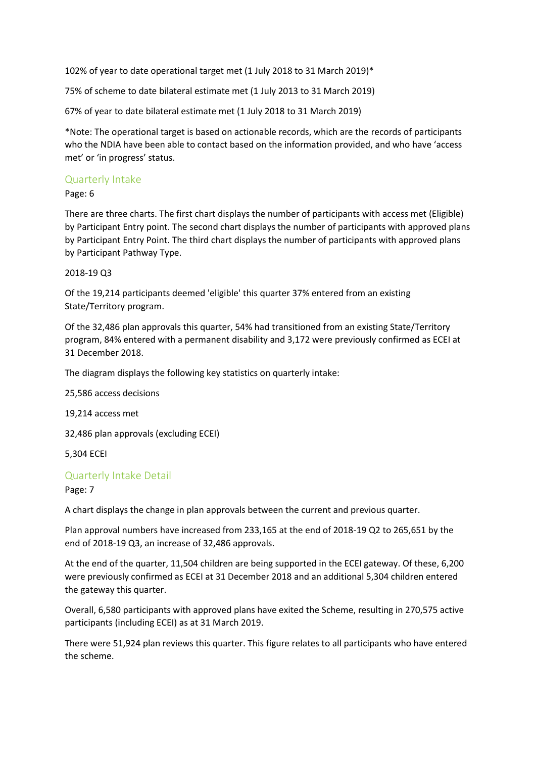102% of year to date operational target met (1 July 2018 to 31 March 2019)*

75% of scheme to date bilateral estimate met (1 July 2013 to 31 March 2019)

67% of year to date bilateral estimate met (1 July 2018 to 31 March 2019)

*Note: The operational target is based on actionable records, which are the records of participants who the NDIA have been able to contact based on the information provided, and who have 'access met' or 'in progress' status.

## Quarterly Intake

Page: 6

There are three charts. The first chart displays the number of participants with access met (Eligible) by Participant Entry point. The second chart displays the number of participants with approved plans by Participant Entry Point. The third chart displays the number of participants with approved plans by Participant Pathway Type.

2018-19 Q3

Of the 19,214 participants deemed 'eligible' this quarter 37% entered from an existing State/Territory program.

Of the 32,486 plan approvals this quarter, 54% had transitioned from an existing State/Territory program, 84% entered with a permanent disability and 3,172 were previously confirmed as ECEI at 31 December 2018.

The diagram displays the following key statistics on quarterly intake:

25,586 access decisions

19,214 access met

32,486 plan approvals (excluding ECEI)

5,304 ECEI

## Quarterly Intake Detail

Page: 7

A chart displays the change in plan approvals between the current and previous quarter.

Plan approval numbers have increased from 233,165 at the end of 2018-19 Q2 to 265,651 by the end of 2018-19 Q3, an increase of 32,486 approvals.

At the end of the quarter, 11,504 children are being supported in the ECEI gateway. Of these, 6,200 were previously confirmed as ECEI at 31 December 2018 and an additional 5,304 children entered the gateway this quarter.

Overall, 6,580 participants with approved plans have exited the Scheme, resulting in 270,575 active participants (including ECEI) as at 31 March 2019.

There were 51,924 plan reviews this quarter. This figure relates to all participants who have entered the scheme.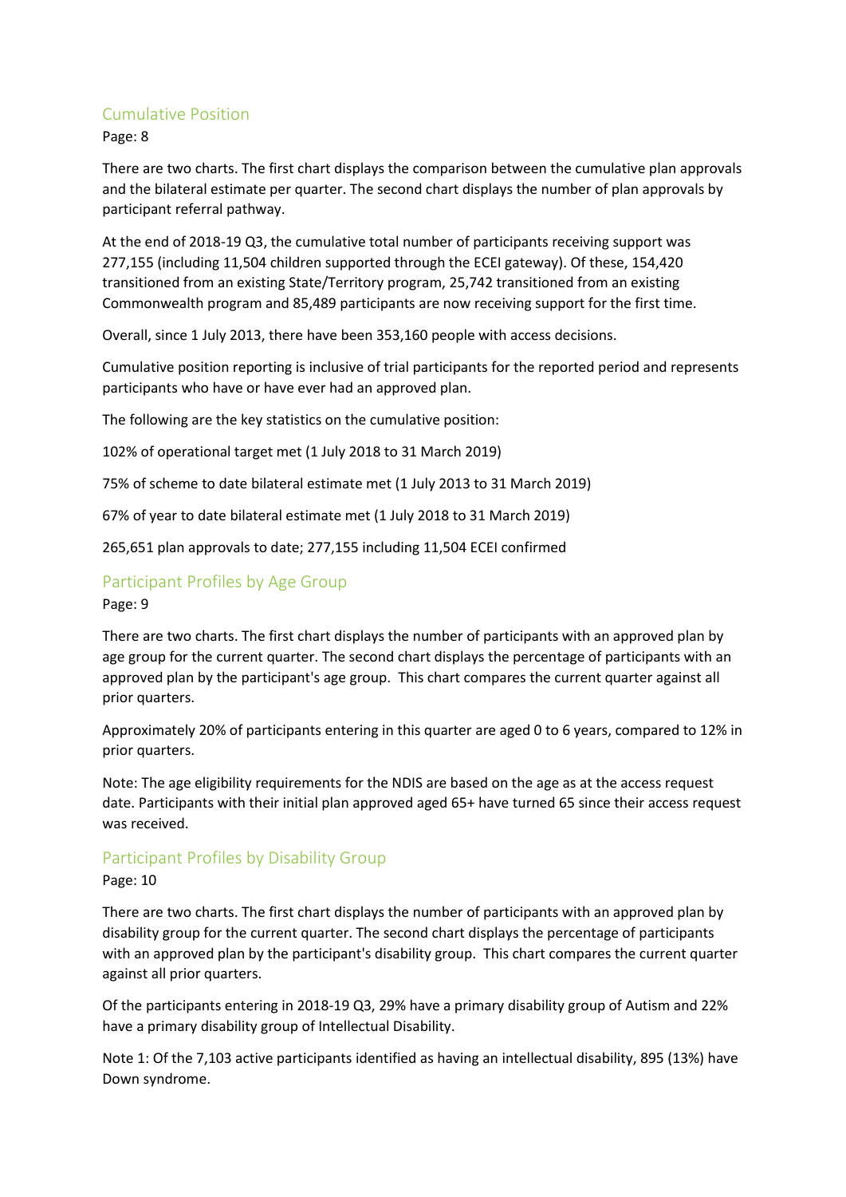## Cumulative Position

Page: 8

There are two charts. The first chart displays the comparison between the cumulative plan approvals and the bilateral estimate per quarter. The second chart displays the number of plan approvals by participant referral pathway.

At the end of 2018-19 Q3, the cumulative total number of participants receiving support was 277,155 (including 11,504 children supported through the ECEI gateway). Of these, 154,420 transitioned from an existing State/Territory program, 25,742 transitioned from an existing Commonwealth program and 85,489 participants are now receiving support for the first time.

Overall, since 1 July 2013, there have been 353,160 people with access decisions.

Cumulative position reporting is inclusive of trial participants for the reported period and represents participants who have or have ever had an approved plan.

The following are the key statistics on the cumulative position:

102% of operational target met (1 July 2018 to 31 March 2019)

75% of scheme to date bilateral estimate met (1 July 2013 to 31 March 2019)

67% of year to date bilateral estimate met (1 July 2018 to 31 March 2019)

265,651 plan approvals to date; 277,155 including 11,504 ECEI confirmed

## Participant Profiles by Age Group

Page: 9

There are two charts. The first chart displays the number of participants with an approved plan by age group for the current quarter. The second chart displays the percentage of participants with an approved plan by the participant's age group. This chart compares the current quarter against all prior quarters.

Approximately 20% of participants entering in this quarter are aged 0 to 6 years, compared to 12% in prior quarters.

Note: The age eligibility requirements for the NDIS are based on the age as at the access request date. Participants with their initial plan approved aged 65+ have turned 65 since their access request was received.

## Participant Profiles by Disability Group

Page: 10

There are two charts. The first chart displays the number of participants with an approved plan by disability group for the current quarter. The second chart displays the percentage of participants with an approved plan by the participant's disability group. This chart compares the current quarter against all prior quarters.

Of the participants entering in 2018-19 Q3, 29% have a primary disability group of Autism and 22% have a primary disability group of Intellectual Disability.

Note 1: Of the 7,103 active participants identified as having an intellectual disability, 895 (13%) have Down syndrome.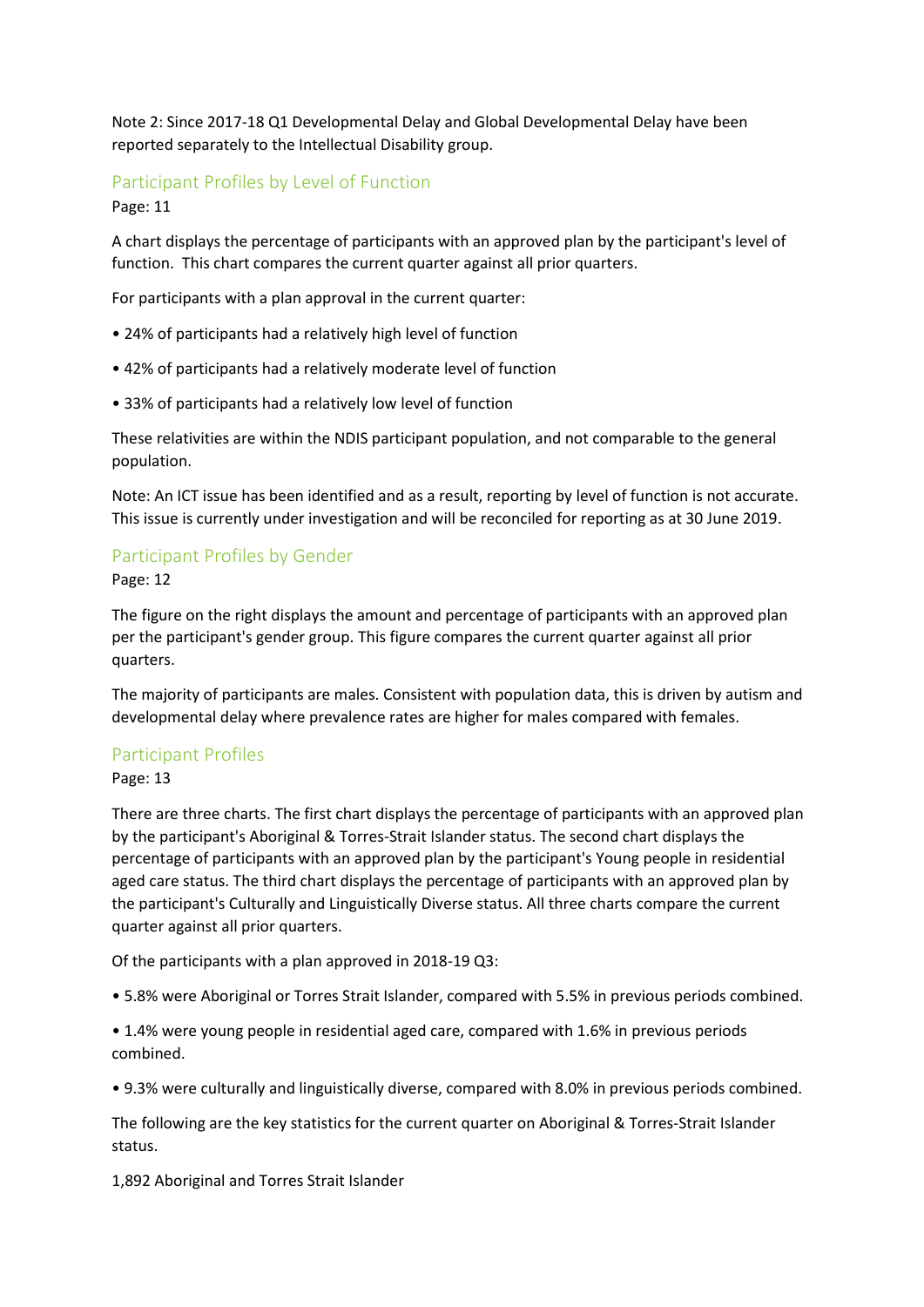Note 2: Since 2017-18 Q1 Developmental Delay and Global Developmental Delay have been reported separately to the Intellectual Disability group.

## Participant Profiles by Level of Function

Page: 11

A chart displays the percentage of participants with an approved plan by the participant's level of function. This chart compares the current quarter against all prior quarters.

For participants with a plan approval in the current quarter:

- 24% of participants had a relatively high level of function
- 42% of participants had a relatively moderate level of function
- 33% of participants had a relatively low level of function

These relativities are within the NDIS participant population, and not comparable to the general population.

Note: An ICT issue has been identified and as a result, reporting by level of function is not accurate. This issue is currently under investigation and will be reconciled for reporting as at 30 June 2019.

## Participant Profiles by Gender

Page: 12

The figure on the right displays the amount and percentage of participants with an approved plan per the participant's gender group. This figure compares the current quarter against all prior quarters.

The majority of participants are males. Consistent with population data, this is driven by autism and developmental delay where prevalence rates are higher for males compared with females.

## Participant Profiles

Page: 13

There are three charts. The first chart displays the percentage of participants with an approved plan by the participant's Aboriginal & Torres-Strait Islander status. The second chart displays the percentage of participants with an approved plan by the participant's Young people in residential aged care status. The third chart displays the percentage of participants with an approved plan by the participant's Culturally and Linguistically Diverse status. All three charts compare the current quarter against all prior quarters.

Of the participants with a plan approved in 2018-19 Q3:

- 5.8% were Aboriginal or Torres Strait Islander, compared with 5.5% in previous periods combined.
- 1.4% were young people in residential aged care, compared with 1.6% in previous periods combined.
- 9.3% were culturally and linguistically diverse, compared with 8.0% in previous periods combined.

The following are the key statistics for the current quarter on Aboriginal & Torres-Strait Islander status.

1,892 Aboriginal and Torres Strait Islander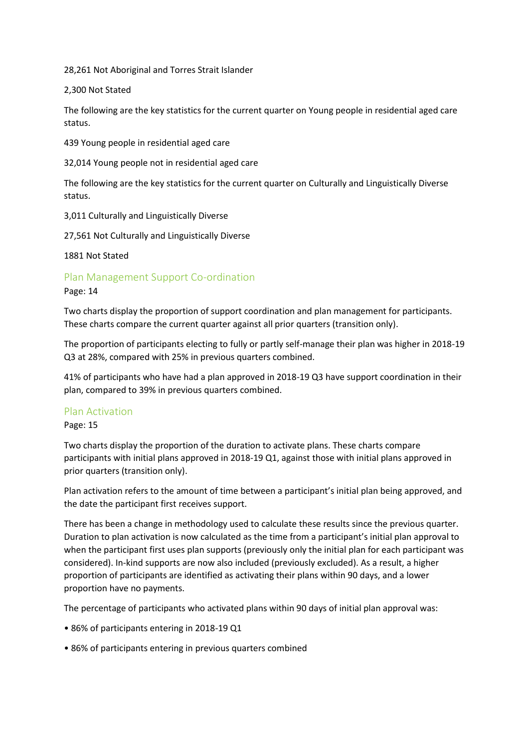28,261 Not Aboriginal and Torres Strait Islander

2,300 Not Stated

The following are the key statistics for the current quarter on Young people in residential aged care status.

439 Young people in residential aged care

32,014 Young people not in residential aged care

The following are the key statistics for the current quarter on Culturally and Linguistically Diverse status.

3,011 Culturally and Linguistically Diverse

27,561 Not Culturally and Linguistically Diverse

1881 Not Stated

## Plan Management Support Co-ordination

Page: 14

Two charts display the proportion of support coordination and plan management for participants. These charts compare the current quarter against all prior quarters (transition only).

The proportion of participants electing to fully or partly self-manage their plan was higher in 2018-19 Q3 at 28%, compared with 25% in previous quarters combined.

41% of participants who have had a plan approved in 2018-19 Q3 have support coordination in their plan, compared to 39% in previous quarters combined.

## Plan Activation

Page: 15

Two charts display the proportion of the duration to activate plans. These charts compare participants with initial plans approved in 2018-19 Q1, against those with initial plans approved in prior quarters (transition only).

Plan activation refers to the amount of time between a participant's initial plan being approved, and the date the participant first receives support.

There has been a change in methodology used to calculate these results since the previous quarter. Duration to plan activation is now calculated as the time from a participant's initial plan approval to when the participant first uses plan supports (previously only the initial plan for each participant was considered). In-kind supports are now also included (previously excluded). As a result, a higher proportion of participants are identified as activating their plans within 90 days, and a lower proportion have no payments.

The percentage of participants who activated plans within 90 days of initial plan approval was:

- 86% of participants entering in 2018-19 Q1
- 86% of participants entering in previous quarters combined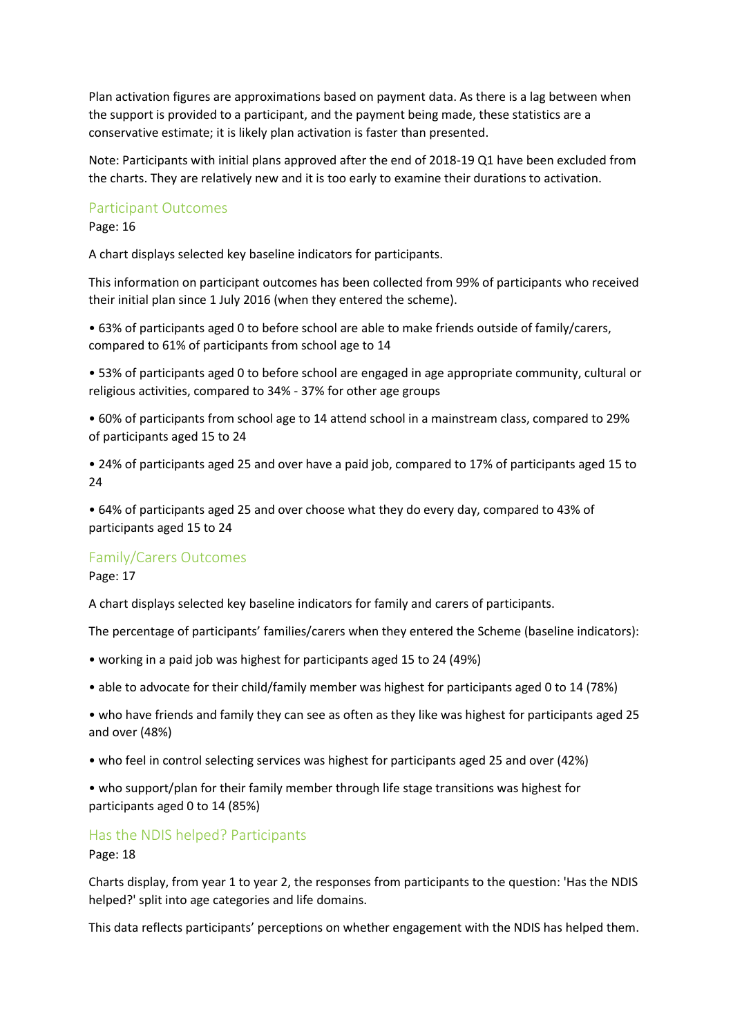Plan activation figures are approximations based on payment data. As there is a lag between when the support is provided to a participant, and the payment being made, these statistics are a conservative estimate; it is likely plan activation is faster than presented.

Note: Participants with initial plans approved after the end of 2018-19 Q1 have been excluded from the charts. They are relatively new and it is too early to examine their durations to activation.

## Participant Outcomes

Page: 16

A chart displays selected key baseline indicators for participants.

This information on participant outcomes has been collected from 99% of participants who received their initial plan since 1 July 2016 (when they entered the scheme).

- 63% of participants aged 0 to before school are able to make friends outside of family/carers, compared to 61% of participants from school age to 14
- 53% of participants aged 0 to before school are engaged in age appropriate community, cultural or religious activities, compared to 34% - 37% for other age groups
- 60% of participants from school age to 14 attend school in a mainstream class, compared to 29% of participants aged 15 to 24
- 24% of participants aged 25 and over have a paid job, compared to 17% of participants aged 15 to 24
- 64% of participants aged 25 and over choose what they do every day, compared to 43% of participants aged 15 to 24

## Family/Carers Outcomes

Page: 17

A chart displays selected key baseline indicators for family and carers of participants.

The percentage of participants' families/carers when they entered the Scheme (baseline indicators):

- working in a paid job was highest for participants aged 15 to 24 (49%)
- able to advocate for their child/family member was highest for participants aged 0 to 14 (78%)
- who have friends and family they can see as often as they like was highest for participants aged 25 and over (48%)
- who feel in control selecting services was highest for participants aged 25 and over (42%)
- who support/plan for their family member through life stage transitions was highest for participants aged 0 to 14 (85%)

## Has the NDIS helped? Participants

Page: 18

Charts display, from year 1 to year 2, the responses from participants to the question: 'Has the NDIS helped?' split into age categories and life domains.

This data reflects participants' perceptions on whether engagement with the NDIS has helped them.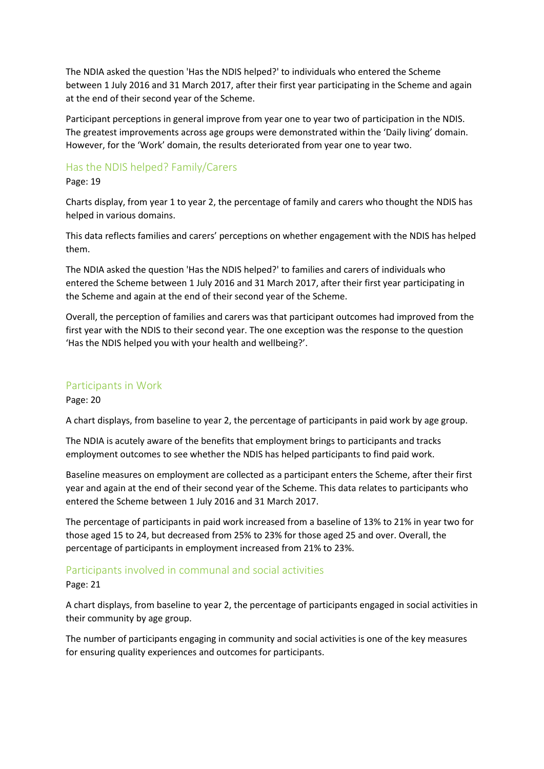The NDIA asked the question 'Has the NDIS helped?' to individuals who entered the Scheme between 1 July 2016 and 31 March 2017, after their first year participating in the Scheme and again at the end of their second year of the Scheme.

Participant perceptions in general improve from year one to year two of participation in the NDIS. The greatest improvements across age groups were demonstrated within the 'Daily living' domain. However, for the 'Work' domain, the results deteriorated from year one to year two.

## Has the NDIS helped? Family/Carers

Page: 19

Charts display, from year 1 to year 2, the percentage of family and carers who thought the NDIS has helped in various domains.

This data reflects families and carers' perceptions on whether engagement with the NDIS has helped them.

The NDIA asked the question 'Has the NDIS helped?' to families and carers of individuals who entered the Scheme between 1 July 2016 and 31 March 2017, after their first year participating in the Scheme and again at the end of their second year of the Scheme.

Overall, the perception of families and carers was that participant outcomes had improved from the first year with the NDIS to their second year. The one exception was the response to the question 'Has the NDIS helped you with your health and wellbeing?'.

## Participants in Work

Page: 20

A chart displays, from baseline to year 2, the percentage of participants in paid work by age group.

The NDIA is acutely aware of the benefits that employment brings to participants and tracks employment outcomes to see whether the NDIS has helped participants to find paid work.

Baseline measures on employment are collected as a participant enters the Scheme, after their first year and again at the end of their second year of the Scheme. This data relates to participants who entered the Scheme between 1 July 2016 and 31 March 2017.

The percentage of participants in paid work increased from a baseline of 13% to 21% in year two for those aged 15 to 24, but decreased from 25% to 23% for those aged 25 and over. Overall, the percentage of participants in employment increased from 21% to 23%.

## Participants involved in communal and social activities

Page: 21

A chart displays, from baseline to year 2, the percentage of participants engaged in social activities in their community by age group.

The number of participants engaging in community and social activities is one of the key measures for ensuring quality experiences and outcomes for participants.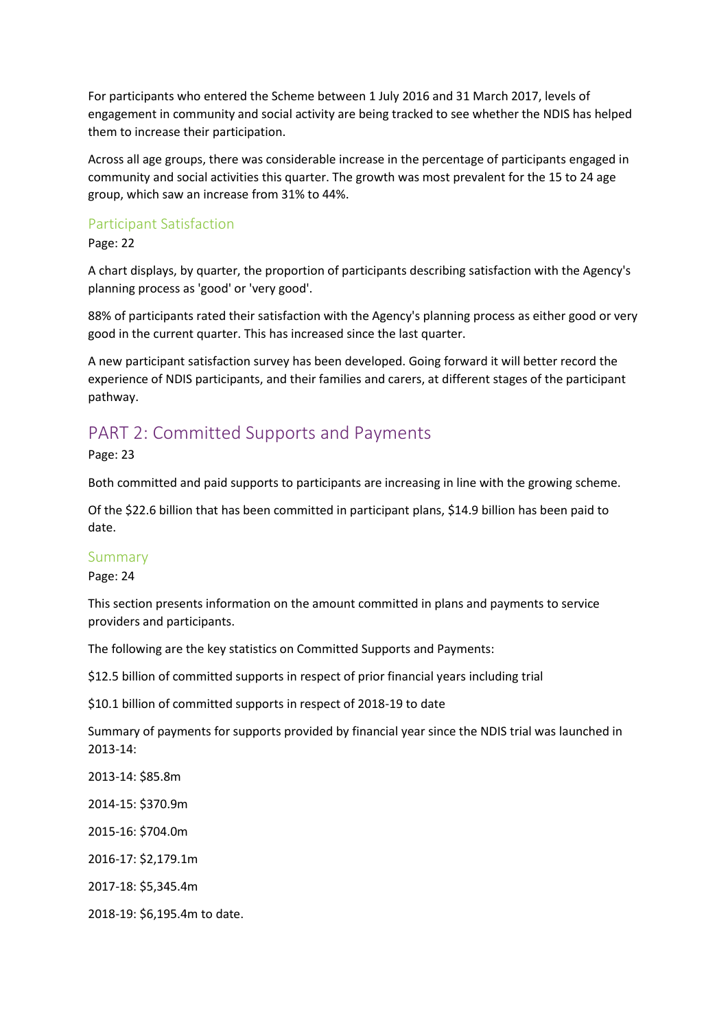For participants who entered the Scheme between 1 July 2016 and 31 March 2017, levels of engagement in community and social activity are being tracked to see whether the NDIS has helped them to increase their participation.

Across all age groups, there was considerable increase in the percentage of participants engaged in community and social activities this quarter. The growth was most prevalent for the 15 to 24 age group, which saw an increase from 31% to 44%.

### Participant Satisfaction

Page: 22

A chart displays, by quarter, the proportion of participants describing satisfaction with the Agency's planning process as 'good' or 'very good'.

88% of participants rated their satisfaction with the Agency's planning process as either good or very good in the current quarter. This has increased since the last quarter.

A new participant satisfaction survey has been developed. Going forward it will better record the experience of NDIS participants, and their families and carers, at different stages of the participant pathway.

## PART 2: Committed Supports and Payments

Page: 23

Both committed and paid supports to participants are increasing in line with the growing scheme.

Of the $22.6 billion that has been committed in participant plans, $14.9 billion has been paid to date.

### Summary

Page: 24

This section presents information on the amount committed in plans and payments to service providers and participants.

The following are the key statistics on Committed Supports and Payments:

$12.5 billion of committed supports in respect of prior financial years including trial

$10.1 billion of committed supports in respect of 2018-19 to date

Summary of payments for supports provided by financial year since the NDIS trial was launched in 2013-14:

2013-14: $85.8m

2014-15: $370.9m

2015-16: $704.0m

2016-17: $2,179.1m

2017-18: $5,345.4m

2018-19: $6,195.4m to date.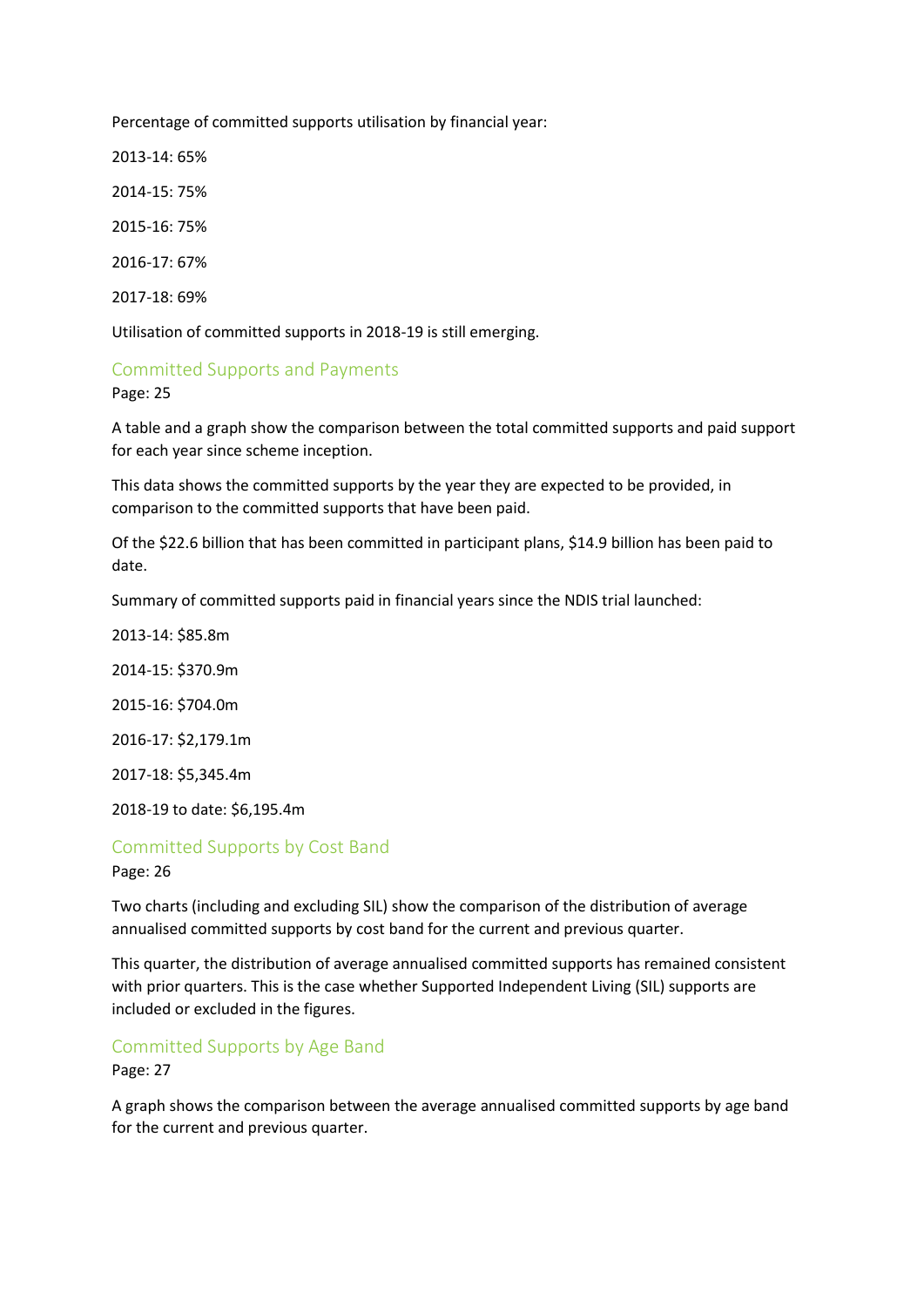Percentage of committed supports utilisation by financial year:

2013-14: 65%

2014-15: 75%

2015-16: 75%

2016-17: 67%

2017-18: 69%

Utilisation of committed supports in 2018-19 is still emerging.

## Committed Supports and Payments

Page: 25

A table and a graph show the comparison between the total committed supports and paid support for each year since scheme inception.

This data shows the committed supports by the year they are expected to be provided, in comparison to the committed supports that have been paid.

Of the $22.6 billion that has been committed in participant plans, $14.9 billion has been paid to date.

Summary of committed supports paid in financial years since the NDIS trial launched:

2013-14: $85.8m

2014-15: $370.9m

2015-16: $704.0m

2016-17: $2,179.1m

2017-18: $5,345.4m

2018-19 to date: $6,195.4m

## Committed Supports by Cost Band

Page: 26

Two charts (including and excluding SIL) show the comparison of the distribution of average annualised committed supports by cost band for the current and previous quarter.

This quarter, the distribution of average annualised committed supports has remained consistent with prior quarters. This is the case whether Supported Independent Living (SIL) supports are included or excluded in the figures.

## Committed Supports by Age Band

Page: 27

A graph shows the comparison between the average annualised committed supports by age band for the current and previous quarter.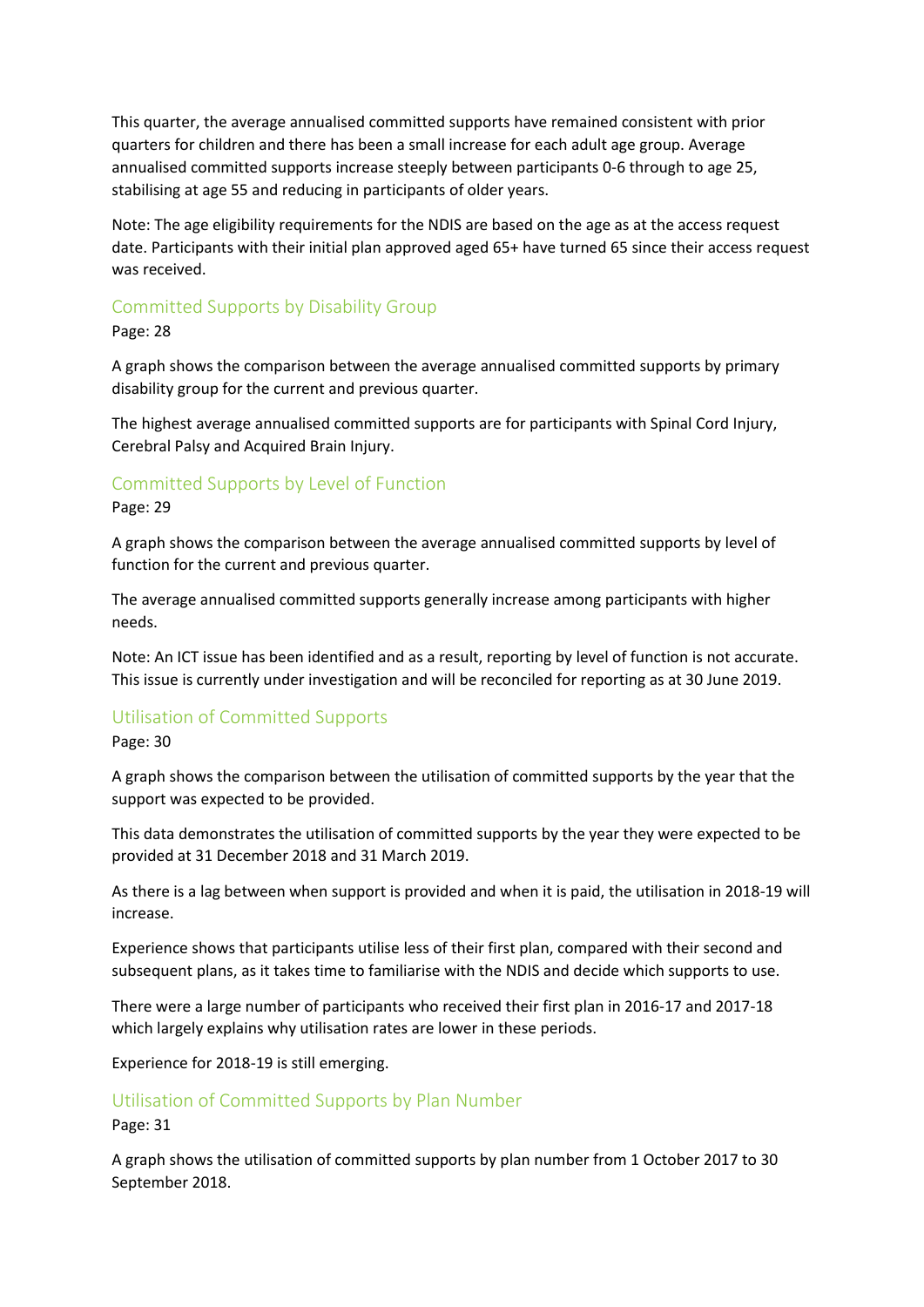This quarter, the average annualised committed supports have remained consistent with prior quarters for children and there has been a small increase for each adult age group. Average annualised committed supports increase steeply between participants 0-6 through to age 25, stabilising at age 55 and reducing in participants of older years.

Note: The age eligibility requirements for the NDIS are based on the age as at the access request date. Participants with their initial plan approved aged 65+ have turned 65 since their access request was received.

## Committed Supports by Disability Group

Page: 28

A graph shows the comparison between the average annualised committed supports by primary disability group for the current and previous quarter.

The highest average annualised committed supports are for participants with Spinal Cord Injury, Cerebral Palsy and Acquired Brain Injury.

## Committed Supports by Level of Function

Page: 29

A graph shows the comparison between the average annualised committed supports by level of function for the current and previous quarter.

The average annualised committed supports generally increase among participants with higher needs.

Note: An ICT issue has been identified and as a result, reporting by level of function is not accurate. This issue is currently under investigation and will be reconciled for reporting as at 30 June 2019.

## Utilisation of Committed Supports

Page: 30

A graph shows the comparison between the utilisation of committed supports by the year that the support was expected to be provided.

This data demonstrates the utilisation of committed supports by the year they were expected to be provided at 31 December 2018 and 31 March 2019.

As there is a lag between when support is provided and when it is paid, the utilisation in 2018-19 will increase.

Experience shows that participants utilise less of their first plan, compared with their second and subsequent plans, as it takes time to familiarise with the NDIS and decide which supports to use.

There were a large number of participants who received their first plan in 2016-17 and 2017-18 which largely explains why utilisation rates are lower in these periods.

Experience for 2018-19 is still emerging.

## Utilisation of Committed Supports by Plan Number

Page: 31

A graph shows the utilisation of committed supports by plan number from 1 October 2017 to 30 September 2018.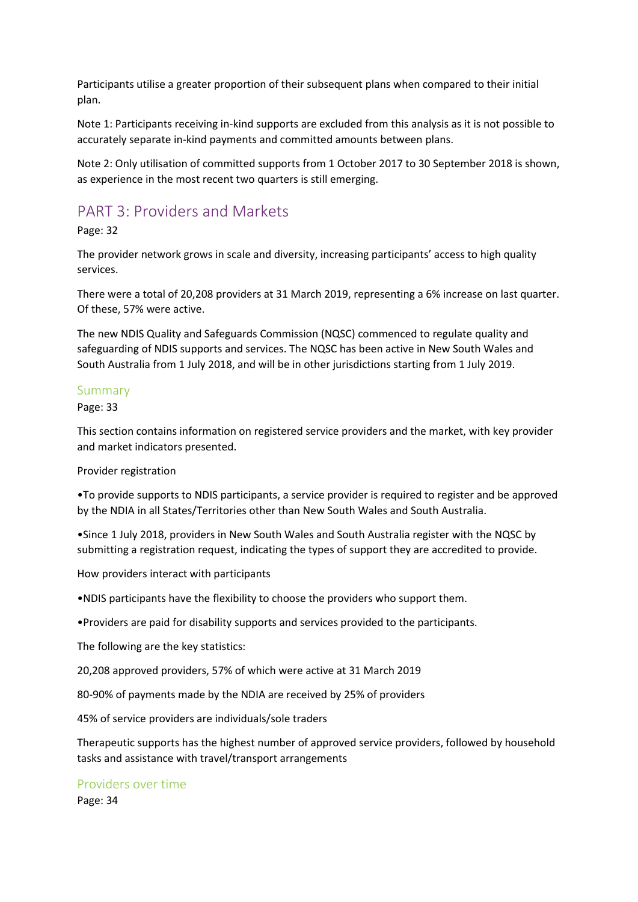Participants utilise a greater proportion of their subsequent plans when compared to their initial plan.

Note 1: Participants receiving in-kind supports are excluded from this analysis as it is not possible to accurately separate in-kind payments and committed amounts between plans.

Note 2: Only utilisation of committed supports from 1 October 2017 to 30 September 2018 is shown, as experience in the most recent two quarters is still emerging.

## PART 3: Providers and Markets

Page: 32

The provider network grows in scale and diversity, increasing participants' access to high quality services.

There were a total of 20,208 providers at 31 March 2019, representing a 6% increase on last quarter. Of these, 57% were active.

The new NDIS Quality and Safeguards Commission (NQSC) commenced to regulate quality and safeguarding of NDIS supports and services. The NQSC has been active in New South Wales and South Australia from 1 July 2018, and will be in other jurisdictions starting from 1 July 2019.

### Summary

Page: 33

This section contains information on registered service providers and the market, with key provider and market indicators presented.

Provider registration

•To provide supports to NDIS participants, a service provider is required to register and be approved by the NDIA in all States/Territories other than New South Wales and South Australia.

•Since 1 July 2018, providers in New South Wales and South Australia register with the NQSC by submitting a registration request, indicating the types of support they are accredited to provide.

How providers interact with participants

•NDIS participants have the flexibility to choose the providers who support them.

•Providers are paid for disability supports and services provided to the participants.

The following are the key statistics:

20,208 approved providers, 57% of which were active at 31 March 2019

80-90% of payments made by the NDIA are received by 25% of providers

45% of service providers are individuals/sole traders

Therapeutic supports has the highest number of approved service providers, followed by household tasks and assistance with travel/transport arrangements

### Providers over time

Page: 34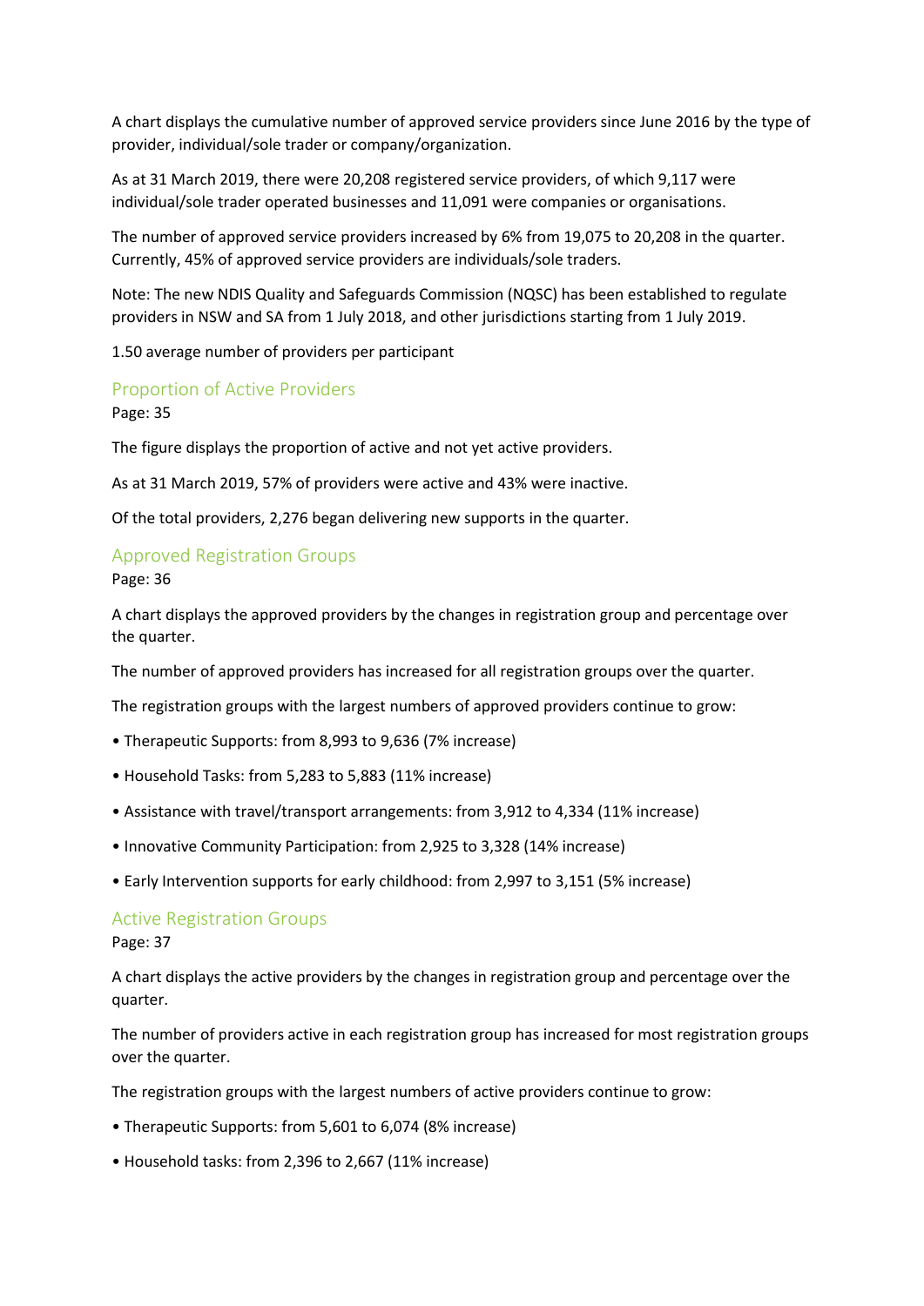A chart displays the cumulative number of approved service providers since June 2016 by the type of provider, individual/sole trader or company/organization.

As at 31 March 2019, there were 20,208 registered service providers, of which 9,117 were individual/sole trader operated businesses and 11,091 were companies or organisations.

The number of approved service providers increased by 6% from 19,075 to 20,208 in the quarter. Currently, 45% of approved service providers are individuals/sole traders.

Note: The new NDIS Quality and Safeguards Commission (NQSC) has been established to regulate providers in NSW and SA from 1 July 2018, and other jurisdictions starting from 1 July 2019.

1.50 average number of providers per participant

## Proportion of Active Providers

Page: 35

The figure displays the proportion of active and not yet active providers.

As at 31 March 2019, 57% of providers were active and 43% were inactive.

Of the total providers, 2,276 began delivering new supports in the quarter.

## Approved Registration Groups

Page: 36

A chart displays the approved providers by the changes in registration group and percentage over the quarter.

The number of approved providers has increased for all registration groups over the quarter.

The registration groups with the largest numbers of approved providers continue to grow:

- Therapeutic Supports: from 8,993 to 9,636 (7% increase)
- Household Tasks: from 5,283 to 5,883 (11% increase)
- Assistance with travel/transport arrangements: from 3,912 to 4,334 (11% increase)
- Innovative Community Participation: from 2,925 to 3,328 (14% increase)
- Early Intervention supports for early childhood: from 2,997 to 3,151 (5% increase)

## Active Registration Groups

Page: 37

A chart displays the active providers by the changes in registration group and percentage over the quarter.

The number of providers active in each registration group has increased for most registration groups over the quarter.

The registration groups with the largest numbers of active providers continue to grow:

- Therapeutic Supports: from 5,601 to 6,074 (8% increase)
- Household tasks: from 2,396 to 2,667 (11% increase)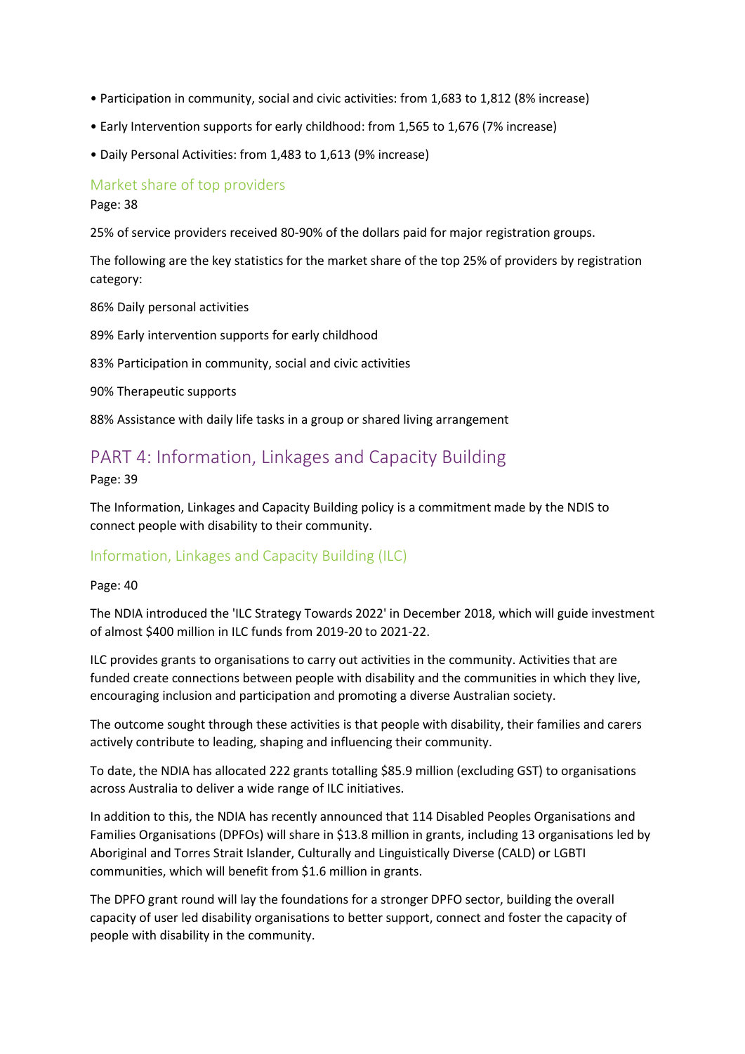- Participation in community, social and civic activities: from 1,683 to 1,812 (8% increase)
- Early Intervention supports for early childhood: from 1,565 to 1,676 (7% increase)
- Daily Personal Activities: from 1,483 to 1,613 (9% increase)

### Market share of top providers

Page: 38

25% of service providers received 80-90% of the dollars paid for major registration groups.

The following are the key statistics for the market share of the top 25% of providers by registration category:

86% Daily personal activities

89% Early intervention supports for early childhood

83% Participation in community, social and civic activities

90% Therapeutic supports

88% Assistance with daily life tasks in a group or shared living arrangement

## PART 4: Information, Linkages and Capacity Building

Page: 39

The Information, Linkages and Capacity Building policy is a commitment made by the NDIS to connect people with disability to their community.

### Information, Linkages and Capacity Building (ILC)

Page: 40

The NDIA introduced the 'ILC Strategy Towards 2022' in December 2018, which will guide investment of almost $400 million in ILC funds from 2019-20 to 2021-22.

ILC provides grants to organisations to carry out activities in the community. Activities that are funded create connections between people with disability and the communities in which they live, encouraging inclusion and participation and promoting a diverse Australian society.

The outcome sought through these activities is that people with disability, their families and carers actively contribute to leading, shaping and influencing their community.

To date, the NDIA has allocated 222 grants totalling $85.9 million (excluding GST) to organisations across Australia to deliver a wide range of ILC initiatives.

In addition to this, the NDIA has recently announced that 114 Disabled Peoples Organisations and Families Organisations (DPFOs) will share in $13.8 million in grants, including 13 organisations led by Aboriginal and Torres Strait Islander, Culturally and Linguistically Diverse (CALD) or LGBTI communities, which will benefit from $1.6 million in grants.

The DPFO grant round will lay the foundations for a stronger DPFO sector, building the overall capacity of user led disability organisations to better support, connect and foster the capacity of people with disability in the community.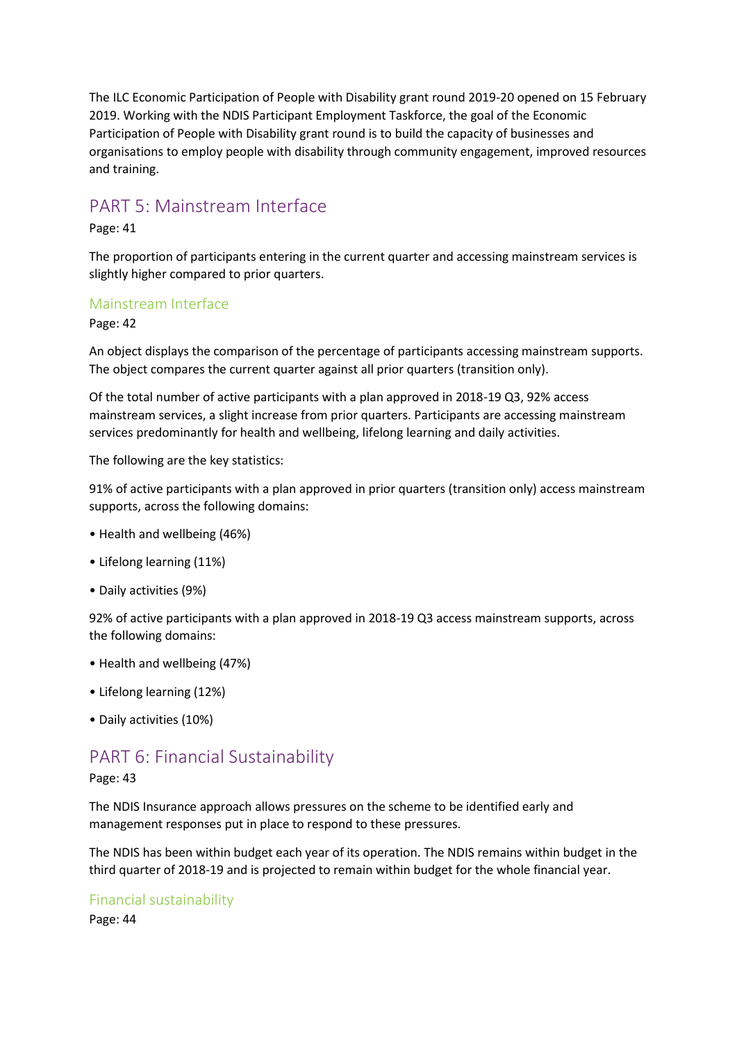The ILC Economic Participation of People with Disability grant round 2019-20 opened on 15 February 2019. Working with the NDIS Participant Employment Taskforce, the goal of the Economic Participation of People with Disability grant round is to build the capacity of businesses and organisations to employ people with disability through community engagement, improved resources and training.

## PART 5: Mainstream Interface

Page: 41

The proportion of participants entering in the current quarter and accessing mainstream services is slightly higher compared to prior quarters.

### Mainstream Interface

Page: 42

An object displays the comparison of the percentage of participants accessing mainstream supports. The object compares the current quarter against all prior quarters (transition only).

Of the total number of active participants with a plan approved in 2018-19 Q3, 92% access mainstream services, a slight increase from prior quarters. Participants are accessing mainstream services predominantly for health and wellbeing, lifelong learning and daily activities.

The following are the key statistics:

91% of active participants with a plan approved in prior quarters (transition only) access mainstream supports, across the following domains:

- Health and wellbeing (46%)
- Lifelong learning (11%)
- Daily activities (9%)

92% of active participants with a plan approved in 2018-19 Q3 access mainstream supports, across the following domains:

- Health and wellbeing (47%)
- Lifelong learning (12%)
- Daily activities (10%)

## PART 6: Financial Sustainability

Page: 43

The NDIS Insurance approach allows pressures on the scheme to be identified early and management responses put in place to respond to these pressures.

The NDIS has been within budget each year of its operation. The NDIS remains within budget in the third quarter of 2018-19 and is projected to remain within budget for the whole financial year.

### Financial sustainability

Page: 44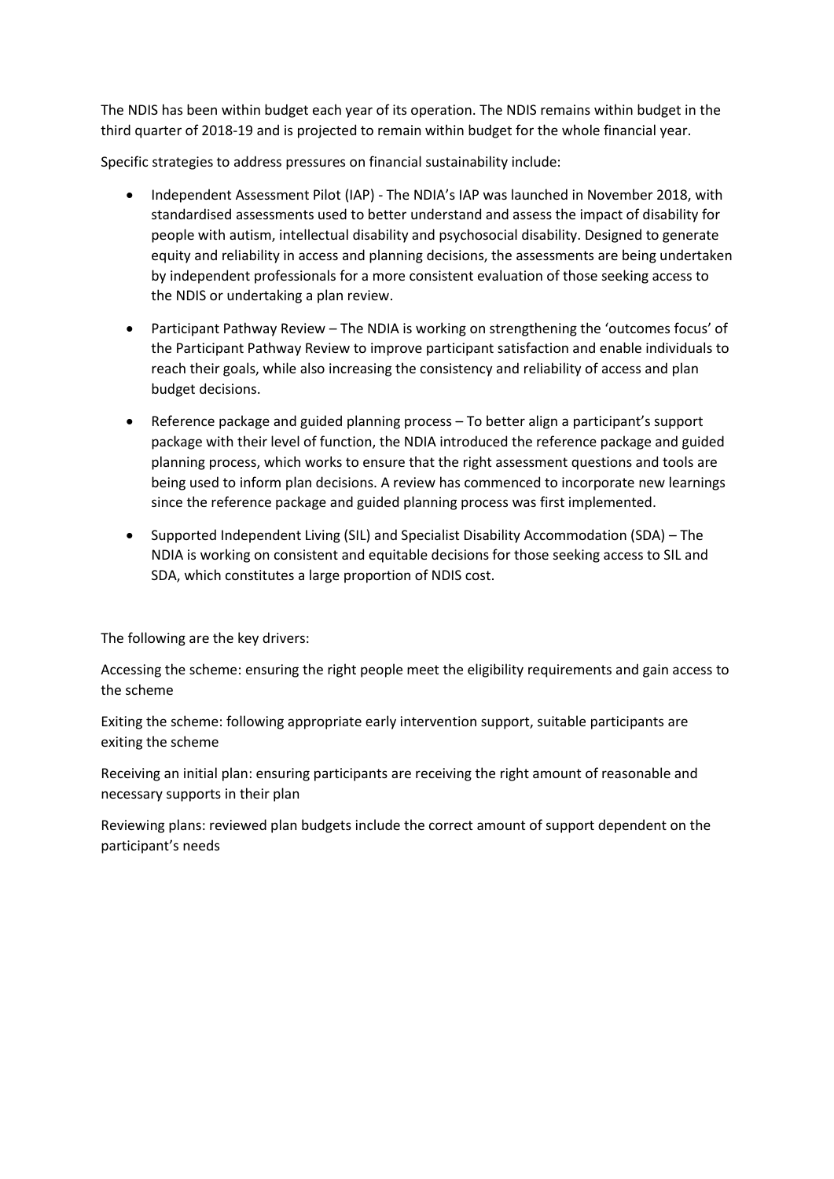The NDIS has been within budget each year of its operation. The NDIS remains within budget in the third quarter of 2018-19 and is projected to remain within budget for the whole financial year.

Specific strategies to address pressures on financial sustainability include:

- Independent Assessment Pilot (IAP) - The NDIA's IAP was launched in November 2018, with standardised assessments used to better understand and assess the impact of disability for people with autism, intellectual disability and psychosocial disability. Designed to generate equity and reliability in access and planning decisions, the assessments are being undertaken by independent professionals for a more consistent evaluation of those seeking access to the NDIS or undertaking a plan review.
- Participant Pathway Review – The NDIA is working on strengthening the 'outcomes focus' of the Participant Pathway Review to improve participant satisfaction and enable individuals to reach their goals, while also increasing the consistency and reliability of access and plan budget decisions.
- Reference package and guided planning process – To better align a participant's support package with their level of function, the NDIA introduced the reference package and guided planning process, which works to ensure that the right assessment questions and tools are being used to inform plan decisions. A review has commenced to incorporate new learnings since the reference package and guided planning process was first implemented.
- Supported Independent Living (SIL) and Specialist Disability Accommodation (SDA) – The NDIA is working on consistent and equitable decisions for those seeking access to SIL and SDA, which constitutes a large proportion of NDIS cost.

The following are the key drivers:

Accessing the scheme: ensuring the right people meet the eligibility requirements and gain access to the scheme

Exiting the scheme: following appropriate early intervention support, suitable participants are exiting the scheme

Receiving an initial plan: ensuring participants are receiving the right amount of reasonable and necessary supports in their plan

Reviewing plans: reviewed plan budgets include the correct amount of support dependent on the participant's needs